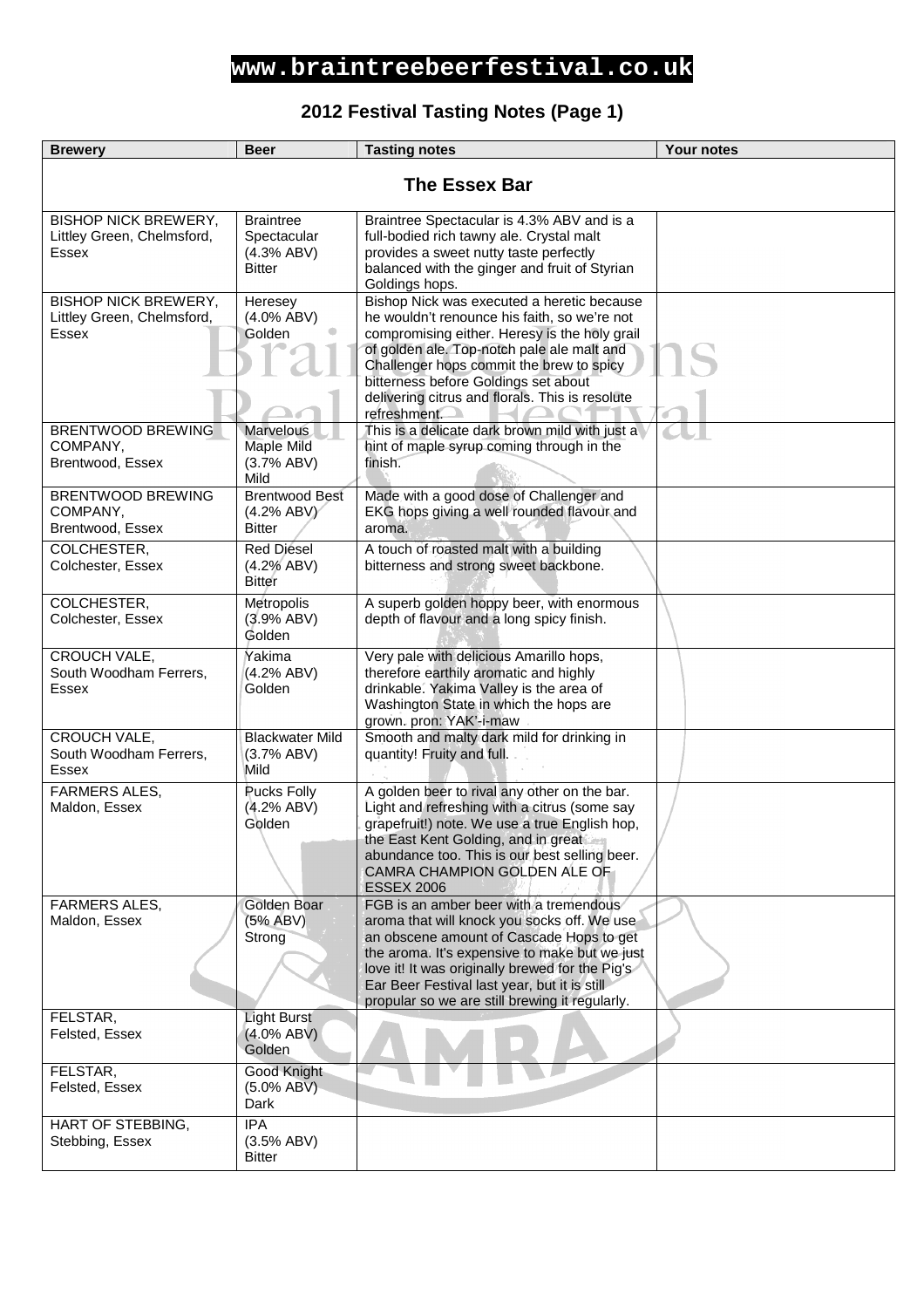# www.braintreebeerfestival.co.uk

## 2012 Festival Tasting Notes (Page 1)

| Brewery | Beer | Tasting notes | Your notes |
|---|---|---|---|
| **The Essex Bar** | | | |
| BISHOP NICK BREWERY, Littley Green, Chelmsford, Essex | Braintree Spectacular (4.3% ABV) Bitter | Braintree Spectacular is 4.3% ABV and is a full-bodied rich tawny ale. Crystal malt provides a sweet nutty taste perfectly balanced with the ginger and fruit of Styrian Goldings hops. | |
| BISHOP NICK BREWERY, Littley Green, Chelmsford, Essex | Heresey (4.0% ABV) Golden | Bishop Nick was executed a heretic because he wouldn't renounce his faith, so we're not compromising either. Heresy is the holy grail of golden ale. Top-notch pale ale malt and Challenger hops commit the brew to spicy bitterness before Goldings set about delivering citrus and florals. This is resolute refreshment. | |
| BRENTWOOD BREWING COMPANY, Brentwood, Essex | Marvelous Maple Mild (3.7% ABV) Mild | This is a delicate dark brown mild with just a hint of maple syrup coming through in the finish. | |
| BRENTWOOD BREWING COMPANY, Brentwood, Essex | Brentwood Best (4.2% ABV) Bitter | Made with a good dose of Challenger and EKG hops giving a well rounded flavour and aroma. | |
| COLCHESTER, Colchester, Essex | Red Diesel (4.2% ABV) Bitter | A touch of roasted malt with a building bitterness and strong sweet backbone. | |
| COLCHESTER, Colchester, Essex | Metropolis (3.9% ABV) Golden | A superb golden hoppy beer, with enormous depth of flavour and a long spicy finish. | |
| CROUCH VALE, South Woodham Ferrers, Essex | Yakima (4.2% ABV) Golden | Very pale with delicious Amarillo hops, therefore earthily aromatic and highly drinkable. Yakima Valley is the area of Washington State in which the hops are grown. pron: YAK'-i-maw | |
| CROUCH VALE, South Woodham Ferrers, Essex | Blackwater Mild (3.7% ABV) Mild | Smooth and malty dark mild for drinking in quantity! Fruity and full. | |
| FARMERS ALES, Maldon, Essex | Pucks Folly (4.2% ABV) Golden | A golden beer to rival any other on the bar. Light and refreshing with a citrus (some say grapefruit!) note. We use a true English hop, the East Kent Golding, and in great abundance too. This is our best selling beer. CAMRA CHAMPION GOLDEN ALE OF ESSEX 2006 | |
| FARMERS ALES, Maldon, Essex | Golden Boar (5% ABV) Strong | FGB is an amber beer with a tremendous aroma that will knock you socks off. We use an obscene amount of Cascade Hops to get the aroma. It's expensive to make but we just love it! It was originally brewed for the Pig's Ear Beer Festival last year, but it is still propular so we are still brewing it regularly. | |
| FELSTAR, Felsted, Essex | Light Burst (4.0% ABV) Golden | | |
| FELSTAR, Felsted, Essex | Good Knight (5.0% ABV) Dark | | |
| HART OF STEBBING, Stebbing, Essex | IPA (3.5% ABV) Bitter | | |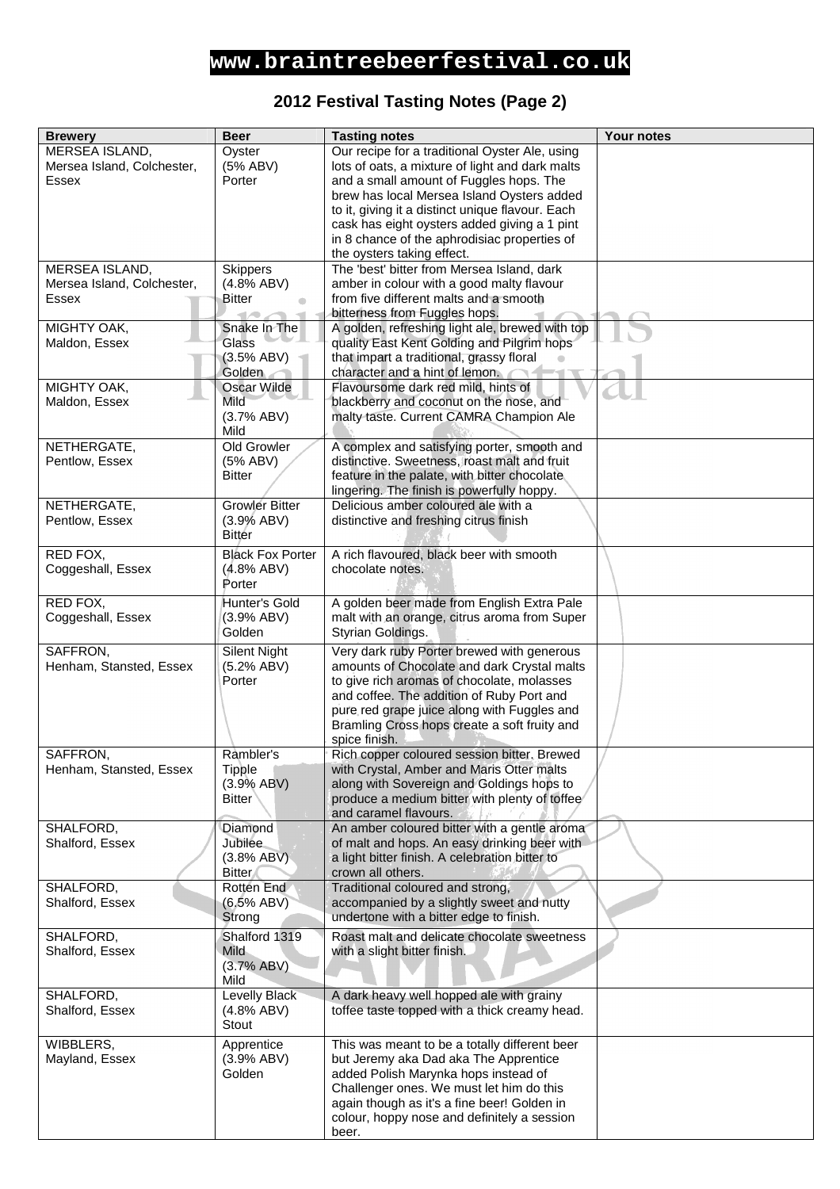**www.braintreebeerfestival.co.uk**

## 2012 Festival Tasting Notes (Page 2)

| Brewery | Beer | Tasting notes | Your notes |
|---|---|---|---|
| MERSEA ISLAND, Mersea Island, Colchester, Essex | Oyster (5% ABV) Porter | Our recipe for a traditional Oyster Ale, using lots of oats, a mixture of light and dark malts and a small amount of Fuggles hops. The brew has local Mersea Island Oysters added to it, giving it a distinct unique flavour. Each cask has eight oysters added giving a 1 pint in 8 chance of the aphrodisiac properties of the oysters taking effect. | |
| MERSEA ISLAND, Mersea Island, Colchester, Essex | Skippers (4.8% ABV) Bitter | The 'best' bitter from Mersea Island, dark amber in colour with a good malty flavour from five different malts and a smooth bitterness from Fuggles hops. | |
| MIGHTY OAK, Maldon, Essex | Snake In The Glass (3.5% ABV) Golden | A golden, refreshing light ale, brewed with top quality East Kent Golding and Pilgrim hops that impart a traditional, grassy floral character and a hint of lemon. | |
| MIGHTY OAK, Maldon, Essex | Oscar Wilde Mild (3.7% ABV) Mild | Flavoursome dark red mild, hints of blackberry and coconut on the nose, and malty taste. Current CAMRA Champion Ale | |
| NETHERGATE, Pentlow, Essex | Old Growler (5% ABV) Bitter | A complex and satisfying porter, smooth and distinctive. Sweetness, roast malt and fruit feature in the palate, with bitter chocolate lingering. The finish is powerfully hoppy. | |
| NETHERGATE, Pentlow, Essex | Growler Bitter (3.9% ABV) Bitter | Delicious amber coloured ale with a distinctive and freshing citrus finish | |
| RED FOX, Coggeshall, Essex | Black Fox Porter (4.8% ABV) Porter | A rich flavoured, black beer with smooth chocolate notes. | |
| RED FOX, Coggeshall, Essex | Hunter's Gold (3.9% ABV) Golden | A golden beer made from English Extra Pale malt with an orange, citrus aroma from Super Styrian Goldings. | |
| SAFFRON, Henham, Stansted, Essex | Silent Night (5.2% ABV) Porter | Very dark ruby Porter brewed with generous amounts of Chocolate and dark Crystal malts to give rich aromas of chocolate, molasses and coffee. The addition of Ruby Port and pure red grape juice along with Fuggles and Bramling Cross hops create a soft fruity and spice finish. | |
| SAFFRON, Henham, Stansted, Essex | Rambler's Tipple (3.9% ABV) Bitter | Rich copper coloured session bitter. Brewed with Crystal, Amber and Maris Otter malts along with Sovereign and Goldings hops to produce a medium bitter with plenty of toffee and caramel flavours. | |
| SHALFORD, Shalford, Essex | Diamond Jubilee (3.8% ABV) Bitter | An amber coloured bitter with a gentle aroma of malt and hops. An easy drinking beer with a light bitter finish. A celebration bitter to crown all others. | |
| SHALFORD, Shalford, Essex | Rotten End (6.5% ABV) Strong | Traditional coloured and strong, accompanied by a slightly sweet and nutty undertone with a bitter edge to finish. | |
| SHALFORD, Shalford, Essex | Shalford 1319 Mild (3.7% ABV) Mild | Roast malt and delicate chocolate sweetness with a slight bitter finish. | |
| SHALFORD, Shalford, Essex | Levelly Black (4.8% ABV) Stout | A dark heavy well hopped ale with grainy toffee taste topped with a thick creamy head. | |
| WIBBLERS, Mayland, Essex | Apprentice (3.9% ABV) Golden | This was meant to be a totally different beer but Jeremy aka Dad aka The Apprentice added Polish Marynka hops instead of Challenger ones. We must let him do this again though as it's a fine beer! Golden in colour, hoppy nose and definitely a session beer. | |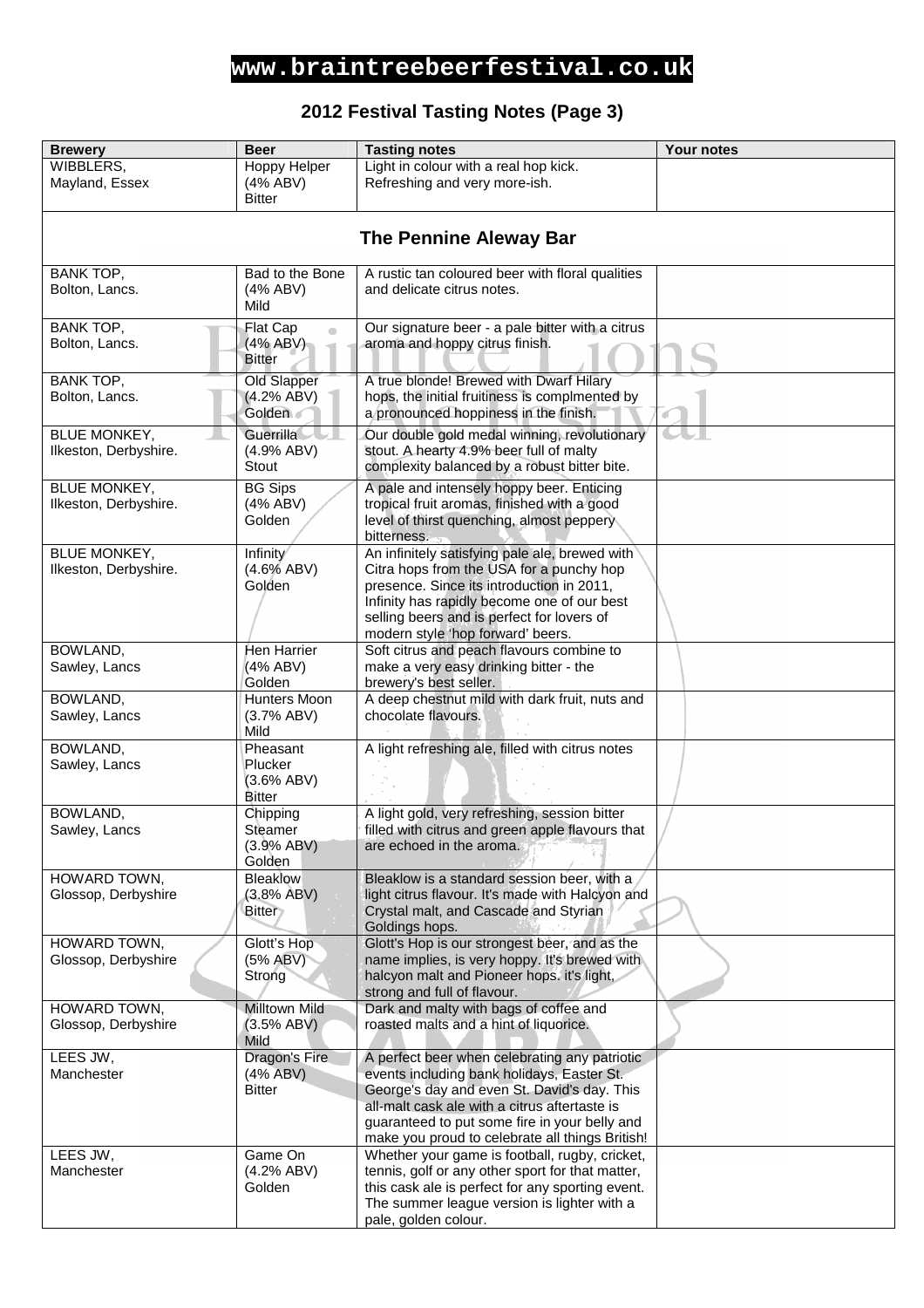# www.braintreebeerfestival.co.uk

## 2012 Festival Tasting Notes (Page 3)

| Brewery | Beer | Tasting notes | Your notes |
|---|---|---|---|
| WIBBLERS, Mayland, Essex | Hoppy Helper (4% ABV) Bitter | Light in colour with a real hop kick. Refreshing and very more-ish. | |
| **The Pennine Aleway Bar** | | | |
| BANK TOP, Bolton, Lancs. | Bad to the Bone (4% ABV) Mild | A rustic tan coloured beer with floral qualities and delicate citrus notes. | |
| BANK TOP, Bolton, Lancs. | Flat Cap (4% ABV) Bitter | Our signature beer - a pale bitter with a citrus aroma and hoppy citrus finish. | |
| BANK TOP, Bolton, Lancs. | Old Slapper (4.2% ABV) Golden | A true blonde! Brewed with Dwarf Hilary hops, the initial fruitiness is complmented by a pronounced hoppiness in the finish. | |
| BLUE MONKEY, Ilkeston, Derbyshire. | Guerrilla (4.9% ABV) Stout | Our double gold medal winning, revolutionary stout. A hearty 4.9% beer full of malty complexity balanced by a robust bitter bite. | |
| BLUE MONKEY, Ilkeston, Derbyshire. | BG Sips (4% ABV) Golden | A pale and intensely hoppy beer. Enticing tropical fruit aromas, finished with a good level of thirst quenching, almost peppery bitterness. | |
| BLUE MONKEY, Ilkeston, Derbyshire. | Infinity (4.6% ABV) Golden | An infinitely satisfying pale ale, brewed with Citra hops from the USA for a punchy hop presence. Since its introduction in 2011, Infinity has rapidly become one of our best selling beers and is perfect for lovers of modern style 'hop forward' beers. | |
| BOWLAND, Sawley, Lancs | Hen Harrier (4% ABV) Golden | Soft citrus and peach flavours combine to make a very easy drinking bitter - the brewery's best seller. | |
| BOWLAND, Sawley, Lancs | Hunters Moon (3.7% ABV) Mild | A deep chestnut mild with dark fruit, nuts and chocolate flavours. | |
| BOWLAND, Sawley, Lancs | Pheasant Plucker (3.6% ABV) Bitter | A light refreshing ale, filled with citrus notes | |
| BOWLAND, Sawley, Lancs | Chipping Steamer (3.9% ABV) Golden | A light gold, very refreshing, session bitter filled with citrus and green apple flavours that are echoed in the aroma. | |
| HOWARD TOWN, Glossop, Derbyshire | Bleaklow (3.8% ABV) Bitter | Bleaklow is a standard session beer, with a light citrus flavour. It's made with Halcyon and Crystal malt, and Cascade and Styrian Goldings hops. | |
| HOWARD TOWN, Glossop, Derbyshire | Glott's Hop (5% ABV) Strong | Glott's Hop is our strongest beer, and as the name implies, is very hoppy. It's brewed with halcyon malt and Pioneer hops. it's light, strong and full of flavour. | |
| HOWARD TOWN, Glossop, Derbyshire | Milltown Mild (3.5% ABV) Mild | Dark and malty with bags of coffee and roasted malts and a hint of liquorice. | |
| LEES JW, Manchester | Dragon's Fire (4% ABV) Bitter | A perfect beer when celebrating any patriotic events including bank holidays, Easter St. George's day and even St. David's day. This all-malt cask ale with a citrus aftertaste is guaranteed to put some fire in your belly and make you proud to celebrate all things British! | |
| LEES JW, Manchester | Game On (4.2% ABV) Golden | Whether your game is football, rugby, cricket, tennis, golf or any other sport for that matter, this cask ale is perfect for any sporting event. The summer league version is lighter with a pale, golden colour. | |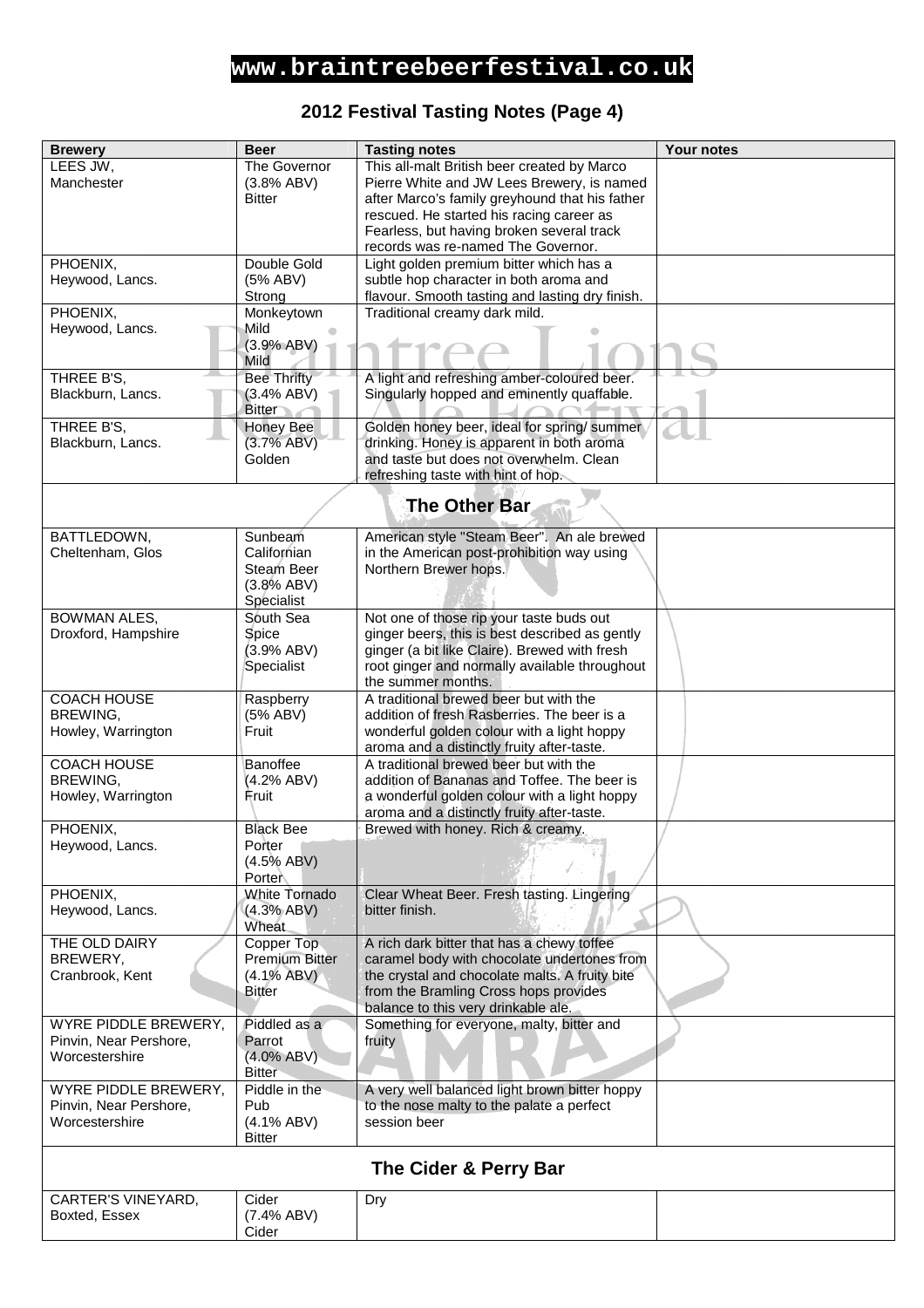# www.braintreebeerfestival.co.uk

## 2012 Festival Tasting Notes (Page 4)

| Brewery | Beer | Tasting notes | Your notes |
|---|---|---|---|
| LEES JW, Manchester | The Governor (3.8% ABV) Bitter | This all-malt British beer created by Marco Pierre White and JW Lees Brewery, is named after Marco's family greyhound that his father rescued. He started his racing career as Fearless, but having broken several track records was re-named The Governor. | |
| PHOENIX, Heywood, Lancs. | Double Gold (5% ABV) Strong | Light golden premium bitter which has a subtle hop character in both aroma and flavour. Smooth tasting and lasting dry finish. | |
| PHOENIX, Heywood, Lancs. | Monkeytown Mild (3.9% ABV) Mild | Traditional creamy dark mild. | |
| THREE B'S, Blackburn, Lancs. | Bee Thrifty (3.4% ABV) Bitter | A light and refreshing amber-coloured beer. Singularly hopped and eminently quaffable. | |
| THREE B'S, Blackburn, Lancs. | Honey Bee (3.7% ABV) Golden | Golden honey beer, ideal for spring/ summer drinking. Honey is apparent in both aroma and taste but does not overwhelm. Clean refreshing taste with hint of hop. | |
| **The Other Bar** | | | |
| BATTLEDOWN, Cheltenham, Glos | Sunbeam Californian Steam Beer (3.8% ABV) Specialist | American style "Steam Beer". An ale brewed in the American post-prohibition way using Northern Brewer hops. | |
| BOWMAN ALES, Droxford, Hampshire | South Sea Spice (3.9% ABV) Specialist | Not one of those rip your taste buds out ginger beers, this is best described as gently ginger (a bit like Claire). Brewed with fresh root ginger and normally available throughout the summer months. | |
| COACH HOUSE BREWING, Howley, Warrington | Raspberry (5% ABV) Fruit | A traditional brewed beer but with the addition of fresh Rasberries. The beer is a wonderful golden colour with a light hoppy aroma and a distinctly fruity after-taste. | |
| COACH HOUSE BREWING, Howley, Warrington | Banoffee (4.2% ABV) Fruit | A traditional brewed beer but with the addition of Bananas and Toffee. The beer is a wonderful golden colour with a light hoppy aroma and a distinctly fruity after-taste. | |
| PHOENIX, Heywood, Lancs. | Black Bee Porter (4.5% ABV) Porter | Brewed with honey. Rich & creamy. | |
| PHOENIX, Heywood, Lancs. | White Tornado (4.3% ABV) Wheat | Clear Wheat Beer. Fresh tasting. Lingering bitter finish. | |
| THE OLD DAIRY BREWERY, Cranbrook, Kent | Copper Top Premium Bitter (4.1% ABV) Bitter | A rich dark bitter that has a chewy toffee caramel body with chocolate undertones from the crystal and chocolate malts. A fruity bite from the Bramling Cross hops provides balance to this very drinkable ale. | |
| WYRE PIDDLE BREWERY, Pinvin, Near Pershore, Worcestershire | Piddled as a Parrot (4.0% ABV) Bitter | Something for everyone, malty, bitter and fruity | |
| WYRE PIDDLE BREWERY, Pinvin, Near Pershore, Worcestershire | Piddle in the Pub (4.1% ABV) Bitter | A very well balanced light brown bitter hoppy to the nose malty to the palate a perfect session beer | |
| **The Cider & Perry Bar** | | | |
| CARTER'S VINEYARD, Boxted, Essex | Cider (7.4% ABV) Cider | Dry | |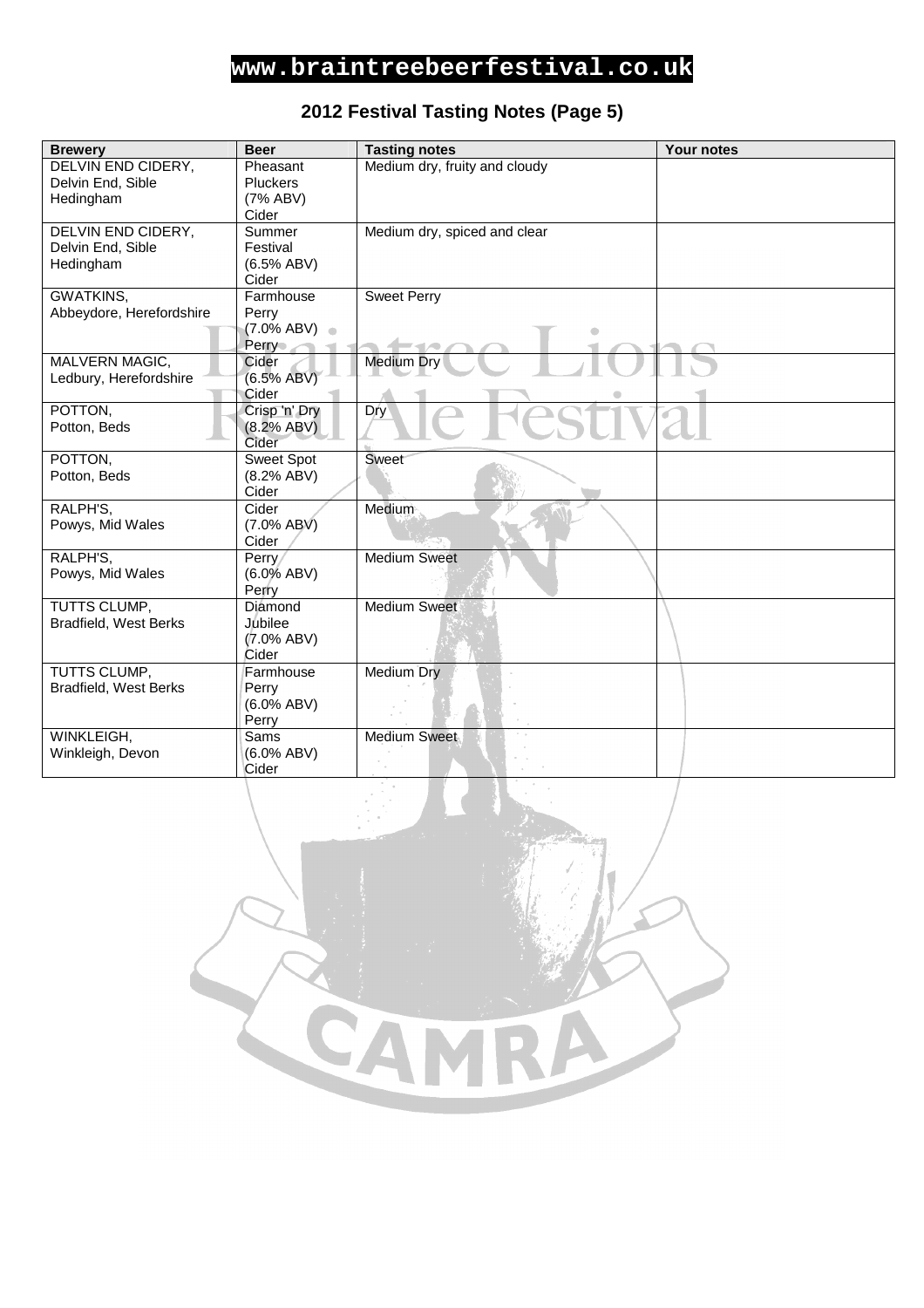# www.braintreebeerfestival.co.uk

## 2012 Festival Tasting Notes (Page 5)

| Brewery | Beer | Tasting notes | Your notes |
|---|---|---|---|
| DELVIN END CIDERY, Delvin End, Sible Hedingham | Pheasant Pluckers (7% ABV) Cider | Medium dry, fruity and cloudy | |
| DELVIN END CIDERY, Delvin End, Sible Hedingham | Summer Festival (6.5% ABV) Cider | Medium dry, spiced and clear | |
| GWATKINS, Abbeydore, Herefordshire | Farmhouse Perry (7.0% ABV) Perry | Sweet Perry | |
| MALVERN MAGIC, Ledbury, Herefordshire | Cider (6.5% ABV) Cider | Medium Dry | |
| POTTON, Potton, Beds | Crisp 'n' Dry (8.2% ABV) Cider | Dry | |
| POTTON, Potton, Beds | Sweet Spot (8.2% ABV) Cider | Sweet | |
| RALPH'S, Powys, Mid Wales | Cider (7.0% ABV) Cider | Medium | |
| RALPH'S, Powys, Mid Wales | Perry (6.0% ABV) Perry | Medium Sweet | |
| TUTTS CLUMP, Bradfield, West Berks | Diamond Jubilee (7.0% ABV) Cider | Medium Sweet | |
| TUTTS CLUMP, Bradfield, West Berks | Farmhouse Perry (6.0% ABV) Perry | Medium Dry | |
| WINKLEIGH, Winkleigh, Devon | Sams (6.0% ABV) Cider | Medium Sweet | |